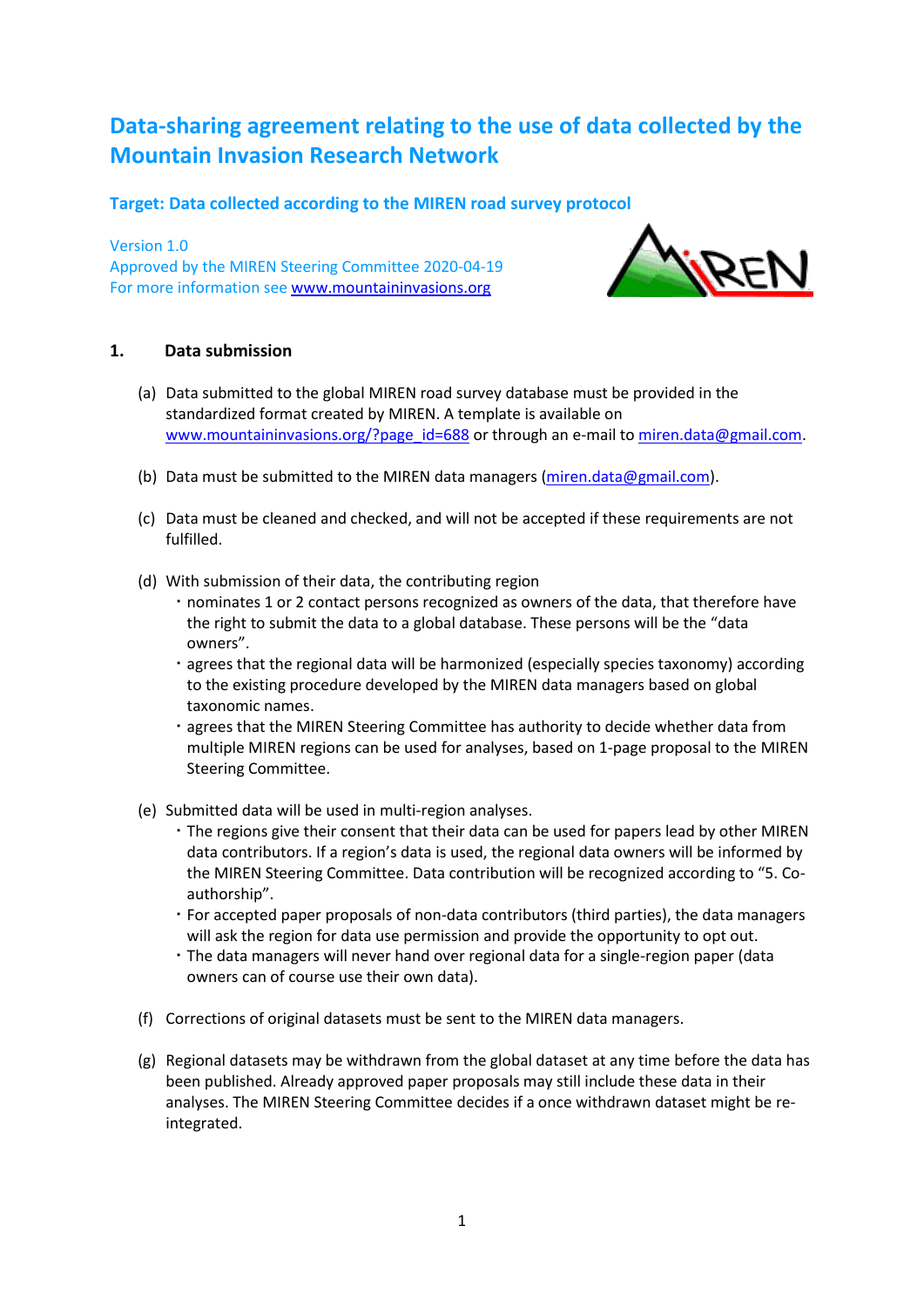# Data-sharing agreement relating to the use of data collected by the Mountain Invasion Research Network

## Target: Data collected according to the MIREN road survey protocol

Version 1.0
Approved by the MIREN Steering Committee 2020-04-19
For more information see www.mountaininvasions.org

### 1. Data submission

(a) Data submitted to the global MIREN road survey database must be provided in the standardized format created by MIREN. A template is available on www.mountaininvasions.org/?page_id=688 or through an e-mail to miren.data@gmail.com.

(b) Data must be submitted to the MIREN data managers (miren.data@gmail.com).

(c) Data must be cleaned and checked, and will not be accepted if these requirements are not fulfilled.

(d) With submission of their data, the contributing region
- nominates 1 or 2 contact persons recognized as owners of the data, that therefore have the right to submit the data to a global database. These persons will be the "data owners".
- agrees that the regional data will be harmonized (especially species taxonomy) according to the existing procedure developed by the MIREN data managers based on global taxonomic names.
- agrees that the MIREN Steering Committee has authority to decide whether data from multiple MIREN regions can be used for analyses, based on 1-page proposal to the MIREN Steering Committee.

(e) Submitted data will be used in multi-region analyses.
- The regions give their consent that their data can be used for papers lead by other MIREN data contributors. If a region's data is used, the regional data owners will be informed by the MIREN Steering Committee. Data contribution will be recognized according to "5. Co-authorship".
- For accepted paper proposals of non-data contributors (third parties), the data managers will ask the region for data use permission and provide the opportunity to opt out.
- The data managers will never hand over regional data for a single-region paper (data owners can of course use their own data).

(f) Corrections of original datasets must be sent to the MIREN data managers.

(g) Regional datasets may be withdrawn from the global dataset at any time before the data has been published. Already approved paper proposals may still include these data in their analyses. The MIREN Steering Committee decides if a once withdrawn dataset might be re-integrated.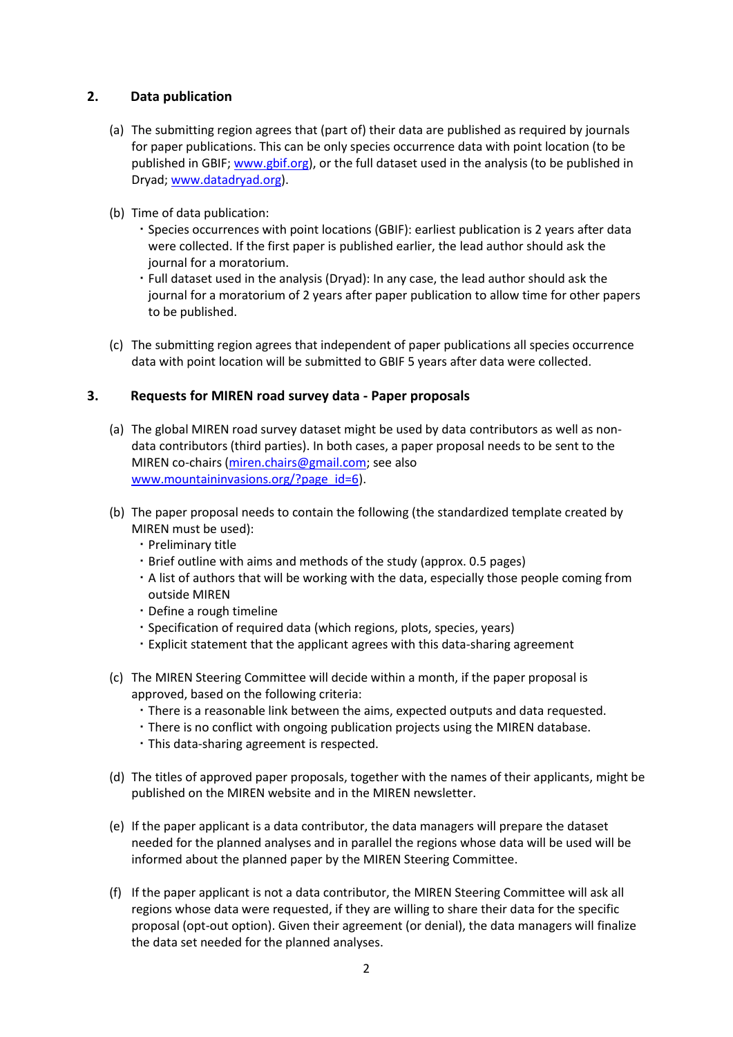## 2. Data publication

(a) The submitting region agrees that (part of) their data are published as required by journals for paper publications. This can be only species occurrence data with point location (to be published in GBIF; www.gbif.org), or the full dataset used in the analysis (to be published in Dryad; www.datadryad.org).

(b) Time of data publication:
- Species occurrences with point locations (GBIF): earliest publication is 2 years after data were collected. If the first paper is published earlier, the lead author should ask the journal for a moratorium.
- Full dataset used in the analysis (Dryad): In any case, the lead author should ask the journal for a moratorium of 2 years after paper publication to allow time for other papers to be published.

(c) The submitting region agrees that independent of paper publications all species occurrence data with point location will be submitted to GBIF 5 years after data were collected.

## 3. Requests for MIREN road survey data - Paper proposals

(a) The global MIREN road survey dataset might be used by data contributors as well as non-data contributors (third parties). In both cases, a paper proposal needs to be sent to the MIREN co-chairs (miren.chairs@gmail.com; see also www.mountaininvasions.org/?page_id=6).

(b) The paper proposal needs to contain the following (the standardized template created by MIREN must be used):
- Preliminary title
- Brief outline with aims and methods of the study (approx. 0.5 pages)
- A list of authors that will be working with the data, especially those people coming from outside MIREN
- Define a rough timeline
- Specification of required data (which regions, plots, species, years)
- Explicit statement that the applicant agrees with this data-sharing agreement

(c) The MIREN Steering Committee will decide within a month, if the paper proposal is approved, based on the following criteria:
- There is a reasonable link between the aims, expected outputs and data requested.
- There is no conflict with ongoing publication projects using the MIREN database.
- This data-sharing agreement is respected.

(d) The titles of approved paper proposals, together with the names of their applicants, might be published on the MIREN website and in the MIREN newsletter.

(e) If the paper applicant is a data contributor, the data managers will prepare the dataset needed for the planned analyses and in parallel the regions whose data will be used will be informed about the planned paper by the MIREN Steering Committee.

(f) If the paper applicant is not a data contributor, the MIREN Steering Committee will ask all regions whose data were requested, if they are willing to share their data for the specific proposal (opt-out option). Given their agreement (or denial), the data managers will finalize the data set needed for the planned analyses.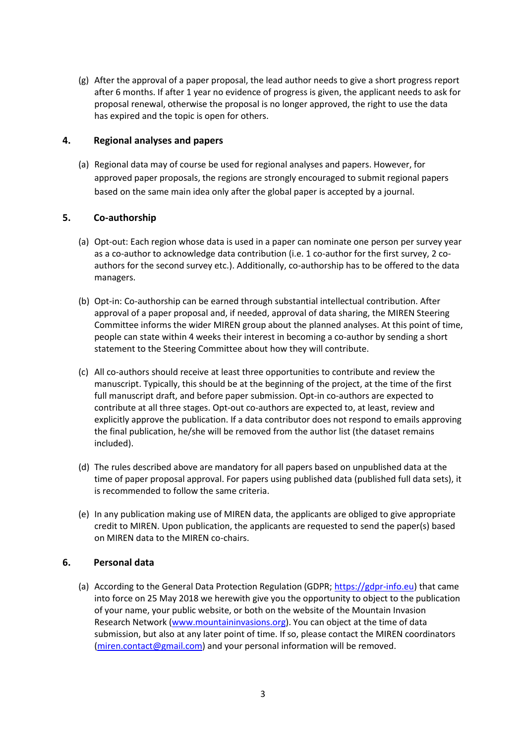(g) After the approval of a paper proposal, the lead author needs to give a short progress report after 6 months. If after 1 year no evidence of progress is given, the applicant needs to ask for proposal renewal, otherwise the proposal is no longer approved, the right to use the data has expired and the topic is open for others.

## 4. Regional analyses and papers

(a) Regional data may of course be used for regional analyses and papers. However, for approved paper proposals, the regions are strongly encouraged to submit regional papers based on the same main idea only after the global paper is accepted by a journal.

## 5. Co-authorship

(a) Opt-out: Each region whose data is used in a paper can nominate one person per survey year as a co-author to acknowledge data contribution (i.e. 1 co-author for the first survey, 2 co-authors for the second survey etc.). Additionally, co-authorship has to be offered to the data managers.

(b) Opt-in: Co-authorship can be earned through substantial intellectual contribution. After approval of a paper proposal and, if needed, approval of data sharing, the MIREN Steering Committee informs the wider MIREN group about the planned analyses. At this point of time, people can state within 4 weeks their interest in becoming a co-author by sending a short statement to the Steering Committee about how they will contribute.

(c) All co-authors should receive at least three opportunities to contribute and review the manuscript. Typically, this should be at the beginning of the project, at the time of the first full manuscript draft, and before paper submission. Opt-in co-authors are expected to contribute at all three stages. Opt-out co-authors are expected to, at least, review and explicitly approve the publication. If a data contributor does not respond to emails approving the final publication, he/she will be removed from the author list (the dataset remains included).

(d) The rules described above are mandatory for all papers based on unpublished data at the time of paper proposal approval. For papers using published data (published full data sets), it is recommended to follow the same criteria.

(e) In any publication making use of MIREN data, the applicants are obliged to give appropriate credit to MIREN. Upon publication, the applicants are requested to send the paper(s) based on MIREN data to the MIREN co-chairs.

## 6. Personal data

(a) According to the General Data Protection Regulation (GDPR; https://gdpr-info.eu) that came into force on 25 May 2018 we herewith give you the opportunity to object to the publication of your name, your public website, or both on the website of the Mountain Invasion Research Network (www.mountaininvasions.org). You can object at the time of data submission, but also at any later point of time. If so, please contact the MIREN coordinators (miren.contact@gmail.com) and your personal information will be removed.